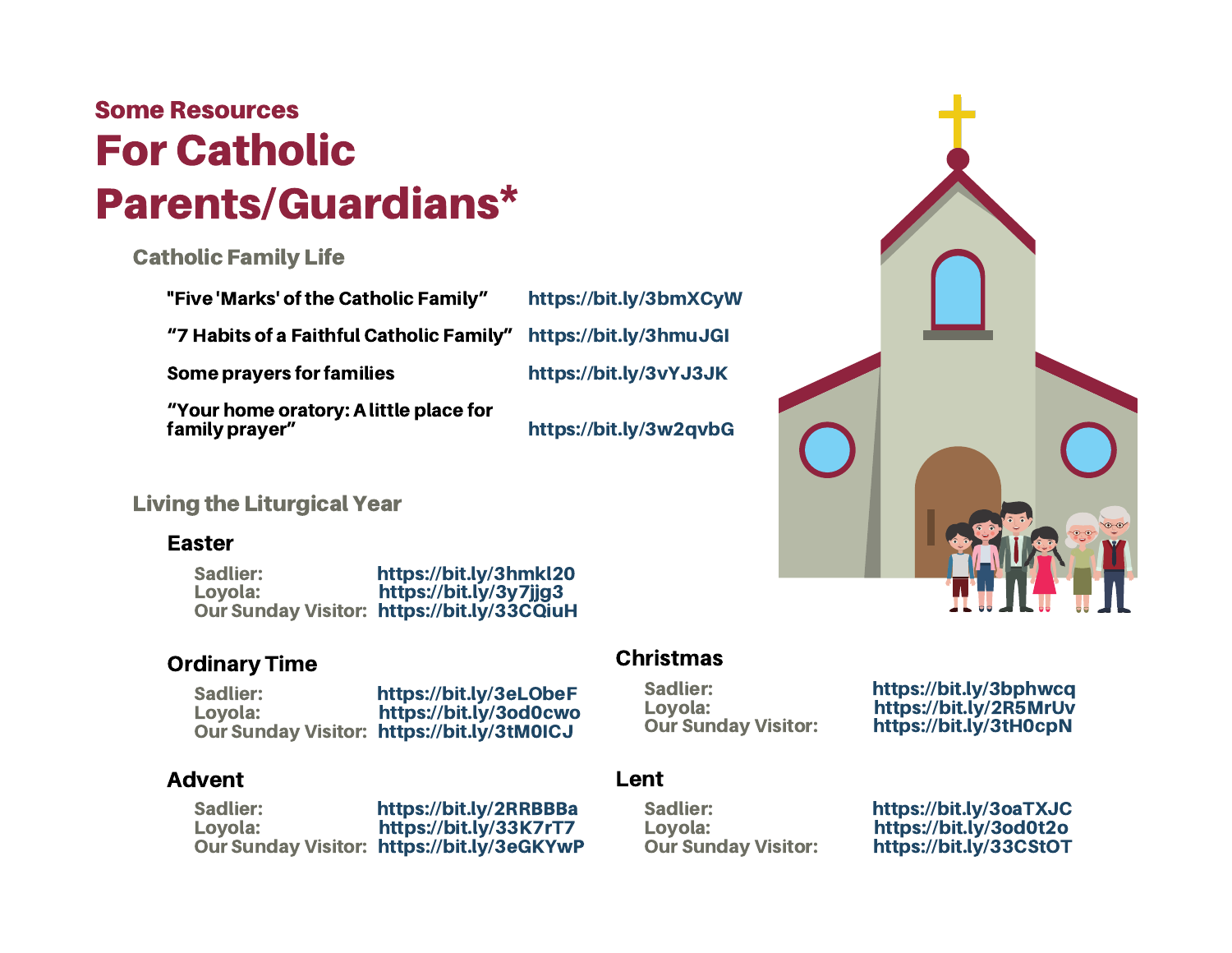## Some Resources

# For Catholic Parents/Guardians*

### Catholic Family Life

| | |
|---|---|
| "Five 'Marks' of the Catholic Family" | https://bit.ly/3bmXCyW |
| "7 Habits of a Faithful Catholic Family" | https://bit.ly/3hmuJGI |
| Some prayers for families | https://bit.ly/3vYJ3JK |
| "Your home oratory: A little place for family prayer" | https://bit.ly/3w2qvbG |

### Living the Liturgical Year

#### Easter

| | |
|---|---|
| Sadlier: | https://bit.ly/3hmkl20 |
| Loyola: | https://bit.ly/3y7jjg3 |
| Our Sunday Visitor: | https://bit.ly/33CQiuH |

#### Ordinary Time

| | |
|---|---|
| Sadlier: | https://bit.ly/3eLObeF |
| Loyola: | https://bit.ly/3od0cwo |
| Our Sunday Visitor: | https://bit.ly/3tM0ICJ |

#### Advent

| | |
|---|---|
| Sadlier: | https://bit.ly/2RRBBBa |
| Loyola: | https://bit.ly/33K7rT7 |
| Our Sunday Visitor: | https://bit.ly/3eGKYwP |

#### Christmas

| | |
|---|---|
| Sadlier: | https://bit.ly/3bphwcq |
| Loyola: | https://bit.ly/2R5MrUv |
| Our Sunday Visitor: | https://bit.ly/3tH0cpN |

#### Lent

| | |
|---|---|
| Sadlier: | https://bit.ly/3oaTXJC |
| Loyola: | https://bit.ly/3od0t2o |
| Our Sunday Visitor: | https://bit.ly/33CStOT |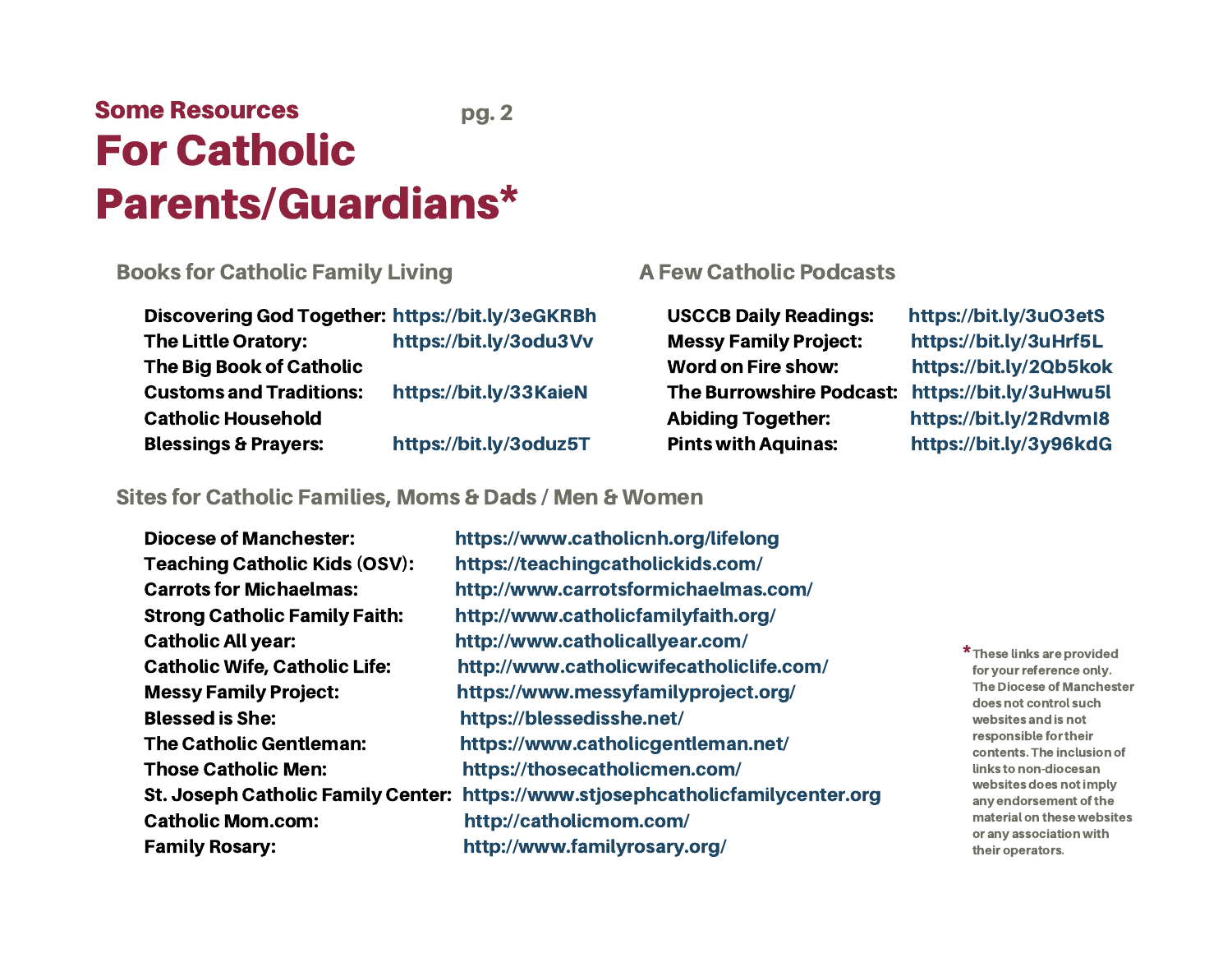Some Resources

# For Catholic Parents/Guardians*

## Books for Catholic Family Living

**Discovering God Together:** https://bit.ly/3eGKRBh
**The Little Oratory:** https://bit.ly/3odu3Vv
**The Big Book of Catholic Customs and Traditions:** https://bit.ly/33KaieN
**Catholic Household Blessings & Prayers:** https://bit.ly/3oduz5T

## A Few Catholic Podcasts

**USCCB Daily Readings:** https://bit.ly/3uO3etS
**Messy Family Project:** https://bit.ly/3uHrf5L
**Word on Fire show:** https://bit.ly/2Qb5kok
**The Burrowshire Podcast:** https://bit.ly/3uHwu5l
**Abiding Together:** https://bit.ly/2RdvmI8
**Pints with Aquinas:** https://bit.ly/3y96kdG

## Sites for Catholic Families, Moms & Dads / Men & Women

**Diocese of Manchester:** https://www.catholicnh.org/lifelong
**Teaching Catholic Kids (OSV):** https://teachingcatholickids.com/
**Carrots for Michaelmas:** http://www.carrotsformichaelmas.com/
**Strong Catholic Family Faith:** http://www.catholicfamilyfaith.org/
**Catholic All year:** http://www.catholicallyear.com/
**Catholic Wife, Catholic Life:** http://www.catholicwifecatholiclife.com/
**Messy Family Project:** https://www.messyfamilyproject.org/
**Blessed is She:** https://blessedisshe.net/
**The Catholic Gentleman:** https://www.catholicgentleman.net/
**Those Catholic Men:** https://thosecatholicmen.com/
**St. Joseph Catholic Family Center:** https://www.stjosephcatholicfamilycenter.org
**Catholic Mom.com:** http://catholicmom.com/
**Family Rosary:** http://www.familyrosary.org/

*These links are provided for your reference only. The Diocese of Manchester does not control such websites and is not responsible for their contents. The inclusion of links to non-diocesan websites does not imply any endorsement of the material on these websites or any association with their operators.